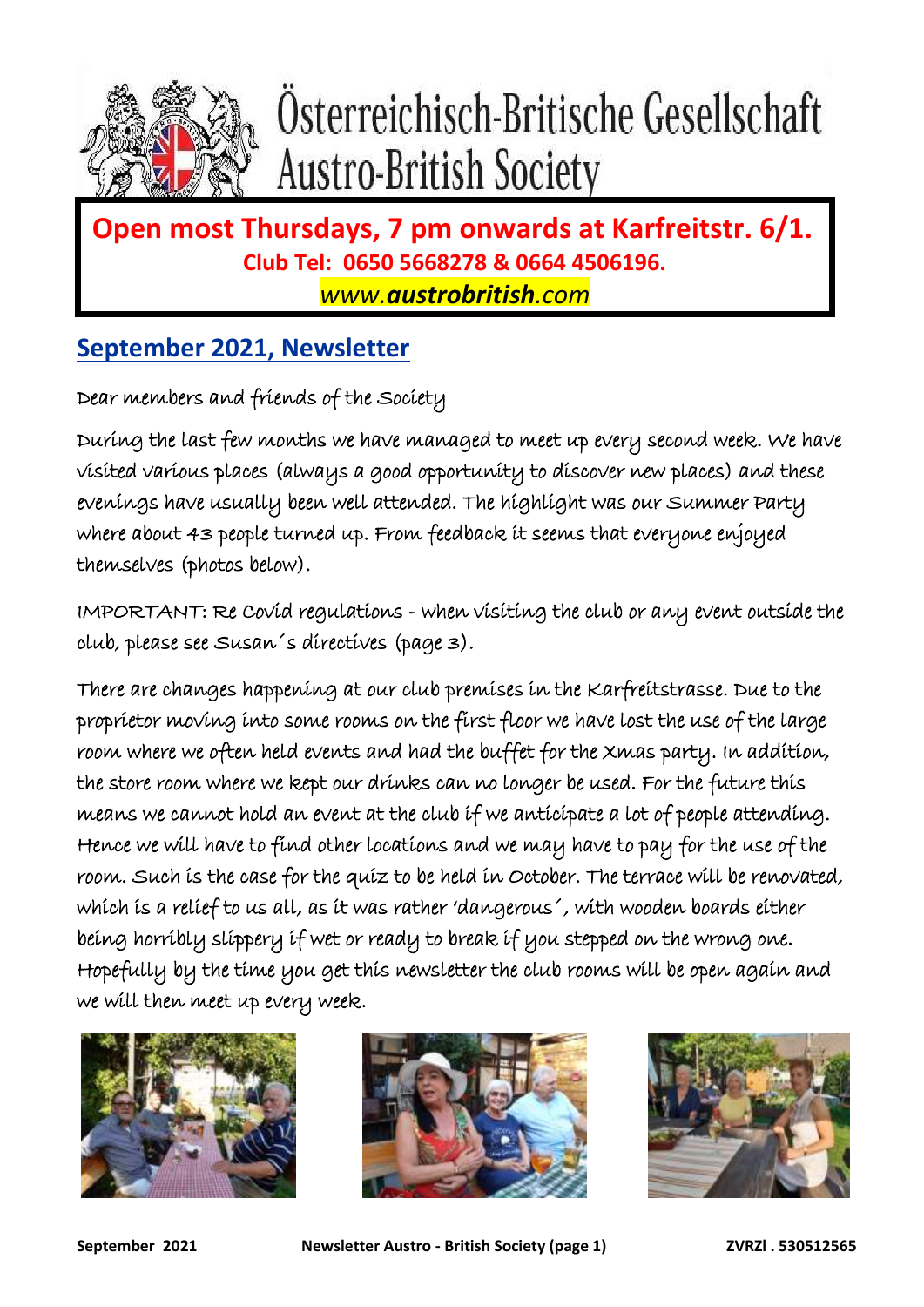# Österreichisch-Britische Gesellschaft
# Austro-British Society

**Open most Thursdays, 7 pm onwards at Karfreitstr. 6/1.**
**Club Tel: 0650 5668278 & 0664 4506196.**
*www.**austrobritish**.com*

## September 2021, Newsletter

Dear members and friends of the Society

During the last few months we have managed to meet up every second week. We have visited various places (always a good opportunity to discover new places) and these evenings have usually been well attended. The highlight was our Summer Party where about 43 people turned up. From feedback it seems that everyone enjoyed themselves (photos below).

IMPORTANT: Re Covid regulations - when visiting the club or any event outside the club, please see Susan´s directives (page 3).

There are changes happening at our club premises in the Karfreitstrasse. Due to the proprietor moving into some rooms on the first floor we have lost the use of the large room where we often held events and had the buffet for the Xmas party. In addition, the store room where we kept our drinks can no longer be used. For the future this means we cannot hold an event at the club if we anticipate a lot of people attending. Hence we will have to find other locations and we may have to pay for the use of the room. Such is the case for the quiz to be held in October. The terrace will be renovated, which is a relief to us all, as it was rather 'dangerous´, with wooden boards either being horribly slippery if wet or ready to break if you stepped on the wrong one. Hopefully by the time you get this newsletter the club rooms will be open again and we will then meet up every week.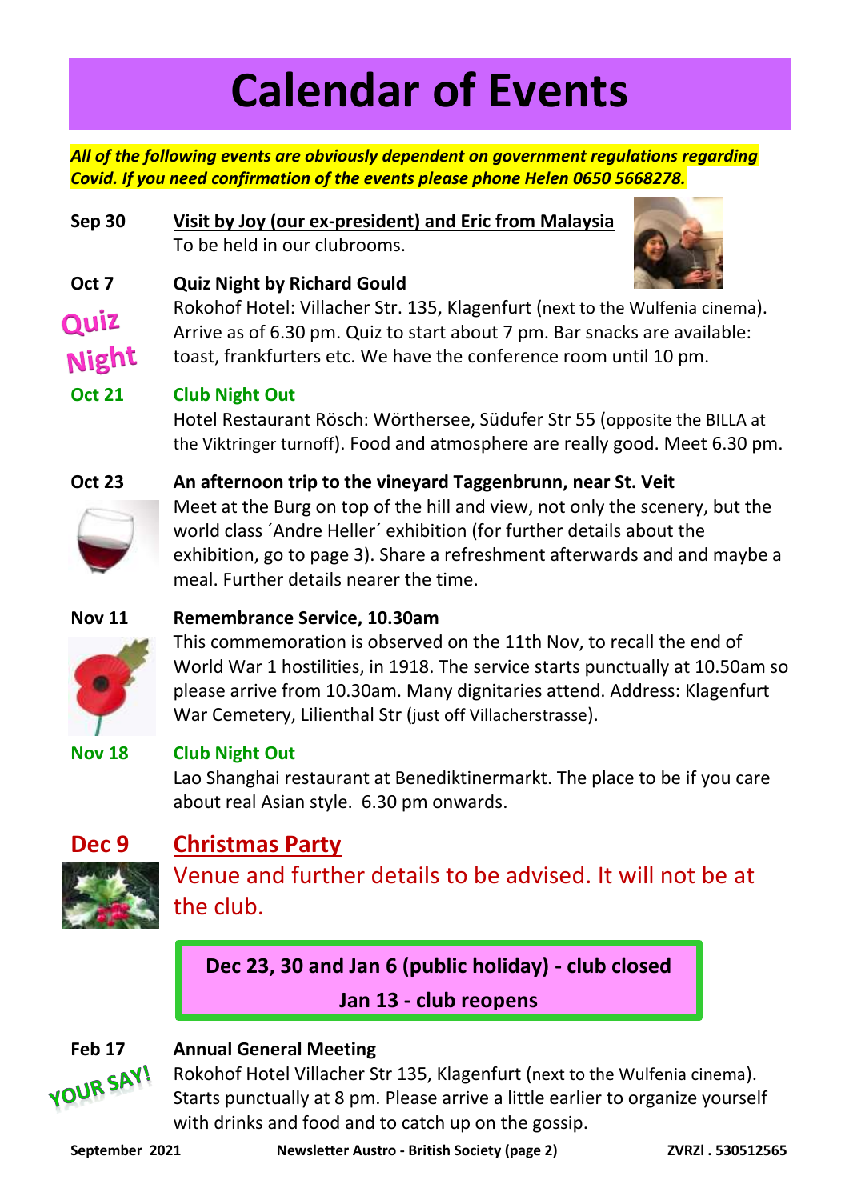# Calendar of Events

***All of the following events are obviously dependent on government regulations regarding Covid. If you need confirmation of the events please phone Helen 0650 5668278.***

**Sep 30** — **Visit by Joy (our ex-president) and Eric from Malaysia**
To be held in our clubrooms.

**Oct 7** — **Quiz Night by Richard Gould**
Rokohof Hotel: Villacher Str. 135, Klagenfurt (next to the Wulfenia cinema). Arrive as of 6.30 pm. Quiz to start about 7 pm. Bar snacks are available: toast, frankfurters etc. We have the conference room until 10 pm.

Quiz Night

**Oct 21** — **Club Night Out**
Hotel Restaurant Rösch: Wörthersee, Südufer Str 55 (opposite the BILLA at the Viktringer turnoff). Food and atmosphere are really good. Meet 6.30 pm.

**Oct 23** — **An afternoon trip to the vineyard Taggenbrunn, near St. Veit**
Meet at the Burg on top of the hill and view, not only the scenery, but the world class ´Andre Heller´ exhibition (for further details about the exhibition, go to page 3). Share a refreshment afterwards and and maybe a meal. Further details nearer the time.

**Nov 11** — **Remembrance Service, 10.30am**
This commemoration is observed on the 11th Nov, to recall the end of World War 1 hostilities, in 1918. The service starts punctually at 10.50am so please arrive from 10.30am. Many dignitaries attend. Address: Klagenfurt War Cemetery, Lilienthal Str (just off Villacherstrasse).

**Nov 18** — **Club Night Out**
Lao Shanghai restaurant at Benediktinermarkt. The place to be if you care about real Asian style. 6.30 pm onwards.

**Dec 9** — **Christmas Party**
Venue and further details to be advised. It will not be at the club.

**Dec 23, 30 and Jan 6 (public holiday) - club closed**
**Jan 13 - club reopens**

**Feb 17** — **Annual General Meeting**
Rokohof Hotel Villacher Str 135, Klagenfurt (next to the Wulfenia cinema). Starts punctually at 8 pm. Please arrive a little earlier to organize yourself with drinks and food and to catch up on the gossip.

YOUR SAY!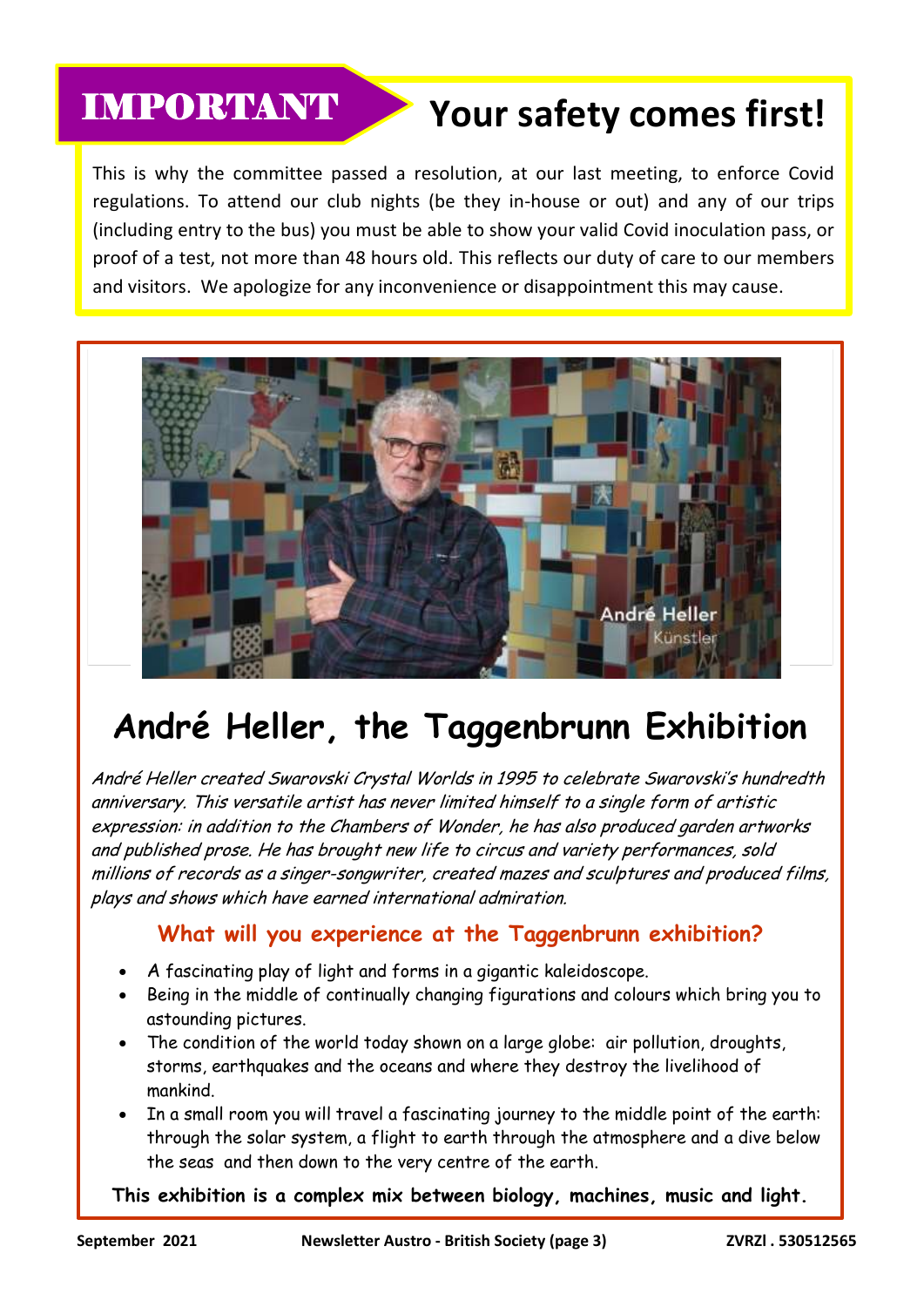**IMPORTANT**

## Your safety comes first!

This is why the committee passed a resolution, at our last meeting, to enforce Covid regulations. To attend our club nights (be they in-house or out) and any of our trips (including entry to the bus) you must be able to show your valid Covid inoculation pass, or proof of a test, not more than 48 hours old. This reflects our duty of care to our members and visitors. We apologize for any inconvenience or disappointment this may cause.

André Heller
Künstler

# André Heller, the Taggenbrunn Exhibition

*André Heller created Swarovski Crystal Worlds in 1995 to celebrate Swarovski's hundredth anniversary. This versatile artist has never limited himself to a single form of artistic expression: in addition to the Chambers of Wonder, he has also produced garden artworks and published prose. He has brought new life to circus and variety performances, sold millions of records as a singer-songwriter, created mazes and sculptures and produced films, plays and shows which have earned international admiration.*

### What will you experience at the Taggenbrunn exhibition?

- A fascinating play of light and forms in a gigantic kaleidoscope.
- Being in the middle of continually changing figurations and colours which bring you to astounding pictures.
- The condition of the world today shown on a large globe: air pollution, droughts, storms, earthquakes and the oceans and where they destroy the livelihood of mankind.
- In a small room you will travel a fascinating journey to the middle point of the earth: through the solar system, a flight to earth through the atmosphere and a dive below the seas and then down to the very centre of the earth.

**This exhibition is a complex mix between biology, machines, music and light.**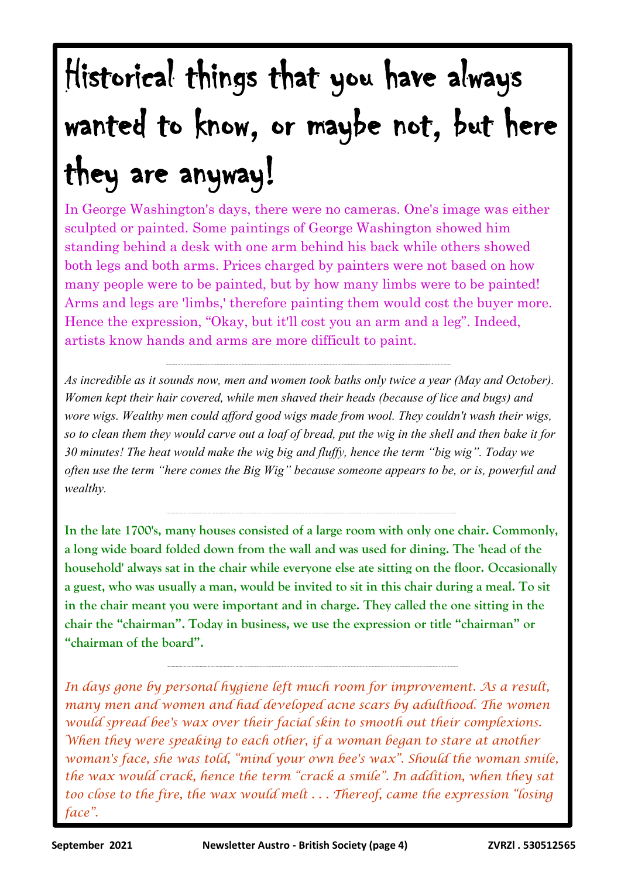# Historical things that you have always wanted to know, or maybe not, but here they are anyway!

In George Washington's days, there were no cameras. One's image was either sculpted or painted. Some paintings of George Washington showed him standing behind a desk with one arm behind his back while others showed both legs and both arms. Prices charged by painters were not based on how many people were to be painted, but by how many limbs were to be painted! Arms and legs are 'limbs,' therefore painting them would cost the buyer more. Hence the expression, "Okay, but it'll cost you an arm and a leg". Indeed, artists know hands and arms are more difficult to paint.

---

*As incredible as it sounds now, men and women took baths only twice a year (May and October). Women kept their hair covered, while men shaved their heads (because of lice and bugs) and wore wigs. Wealthy men could afford good wigs made from wool. They couldn't wash their wigs, so to clean them they would carve out a loaf of bread, put the wig in the shell and then bake it for 30 minutes! The heat would make the wig big and fluffy, hence the term "big wig". Today we often use the term "here comes the Big Wig" because someone appears to be, or is, powerful and wealthy.*

---

**In the late 1700's, many houses consisted of a large room with only one chair. Commonly, a long wide board folded down from the wall and was used for dining. The 'head of the household' always sat in the chair while everyone else ate sitting on the floor. Occasionally a guest, who was usually a man, would be invited to sit in this chair during a meal. To sit in the chair meant you were important and in charge. They called the one sitting in the chair the "chairman". Today in business, we use the expression or title "chairman" or "chairman of the board".**

---

*In days gone by personal hygiene left much room for improvement. As a result, many men and women and had developed acne scars by adulthood. The women would spread bee's wax over their facial skin to smooth out their complexions. When they were speaking to each other, if a woman began to stare at another woman's face, she was told, "mind your own bee's wax". Should the woman smile, the wax would crack, hence the term "crack a smile". In addition, when they sat too close to the fire, the wax would melt . . . Thereof, came the expression "losing face".*